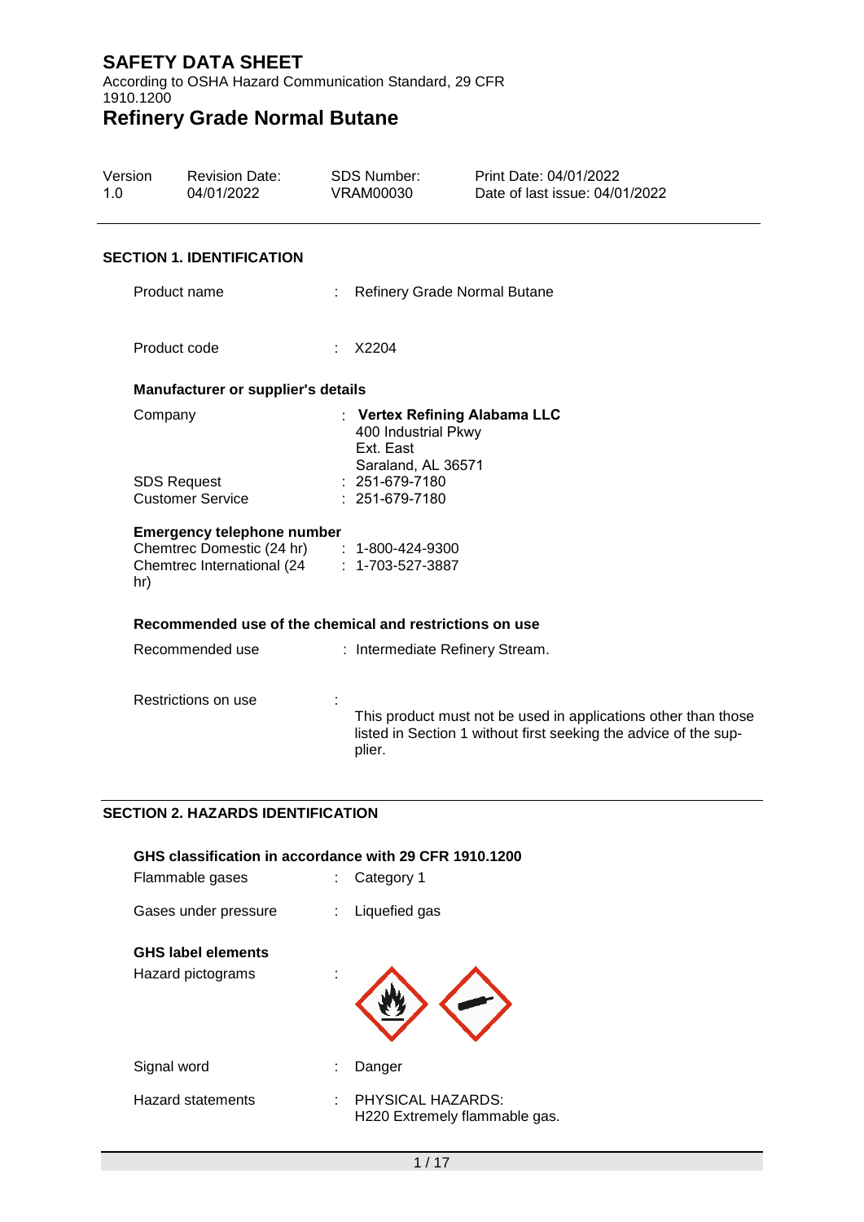# SAFETY DATA SHEET

According to OSHA Hazard Communication Standard, 29 CFR 1910.1200

# Refinery Grade Normal Butane

| Version | Revision Date: | SDS Number: | Print Date: 04/01/2022 |
|---|---|---|---|
| 1.0 | 04/01/2022 | VRAM00030 | Date of last issue: 04/01/2022 |

## SECTION 1. IDENTIFICATION

Product name : Refinery Grade Normal Butane

Product code : X2204

### Manufacturer or supplier's details

Company : **Vertex Refining Alabama LLC**
400 Industrial Pkwy
Ext. East
Saraland, AL 36571

SDS Request : 251-679-7180

Customer Service : 251-679-7180

### Emergency telephone number

Chemtrec Domestic (24 hr) : 1-800-424-9300

Chemtrec International (24 hr) : 1-703-527-3887

### Recommended use of the chemical and restrictions on use

Recommended use : Intermediate Refinery Stream.

Restrictions on use : This product must not be used in applications other than those listed in Section 1 without first seeking the advice of the supplier.

## SECTION 2. HAZARDS IDENTIFICATION

### GHS classification in accordance with 29 CFR 1910.1200

Flammable gases : Category 1

Gases under pressure : Liquefied gas

### GHS label elements

Hazard pictograms :

Signal word : Danger

Hazard statements : PHYSICAL HAZARDS:
H220 Extremely flammable gas.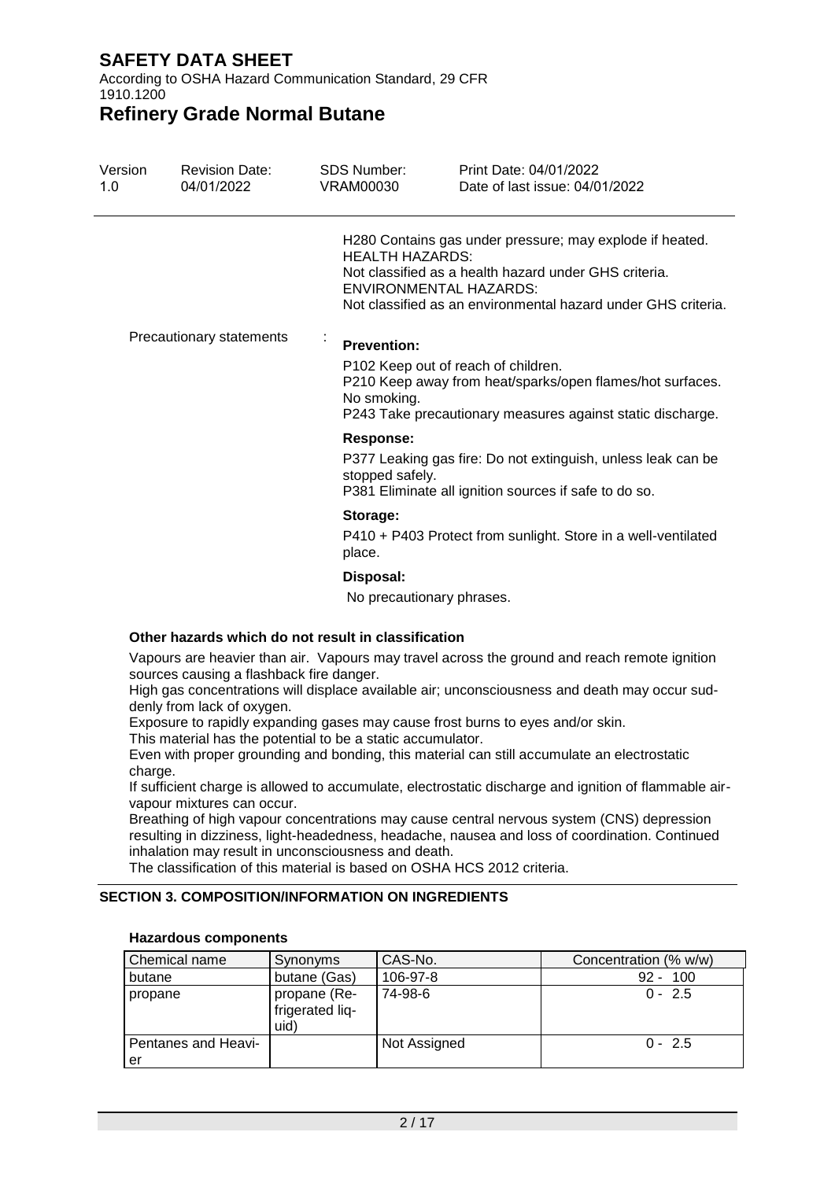H280 Contains gas under pressure; may explode if heated.
HEALTH HAZARDS:
Not classified as a health hazard under GHS criteria.
ENVIRONMENTAL HAZARDS:
Not classified as an environmental hazard under GHS criteria.

Precautionary statements :

**Prevention:**

P102 Keep out of reach of children.
P210 Keep away from heat/sparks/open flames/hot surfaces. No smoking.
P243 Take precautionary measures against static discharge.

**Response:**

P377 Leaking gas fire: Do not extinguish, unless leak can be stopped safely.
P381 Eliminate all ignition sources if safe to do so.

**Storage:**

P410 + P403 Protect from sunlight. Store in a well-ventilated place.

**Disposal:**

No precautionary phrases.

**Other hazards which do not result in classification**

Vapours are heavier than air. Vapours may travel across the ground and reach remote ignition sources causing a flashback fire danger.
High gas concentrations will displace available air; unconsciousness and death may occur suddenly from lack of oxygen.
Exposure to rapidly expanding gases may cause frost burns to eyes and/or skin.
This material has the potential to be a static accumulator.
Even with proper grounding and bonding, this material can still accumulate an electrostatic charge.
If sufficient charge is allowed to accumulate, electrostatic discharge and ignition of flammable air-vapour mixtures can occur.
Breathing of high vapour concentrations may cause central nervous system (CNS) depression resulting in dizziness, light-headedness, headache, nausea and loss of coordination. Continued inhalation may result in unconsciousness and death.
The classification of this material is based on OSHA HCS 2012 criteria.

## SECTION 3. COMPOSITION/INFORMATION ON INGREDIENTS

**Hazardous components**

| Chemical name | Synonyms | CAS-No. | Concentration (% w/w) |
|---|---|---|---|
| butane | butane (Gas) | 106-97-8 | 92 - 100 |
| propane | propane (Refrigerated liquid) | 74-98-6 | 0 - 2.5 |
| Pentanes and Heavier | | Not Assigned | 0 - 2.5 |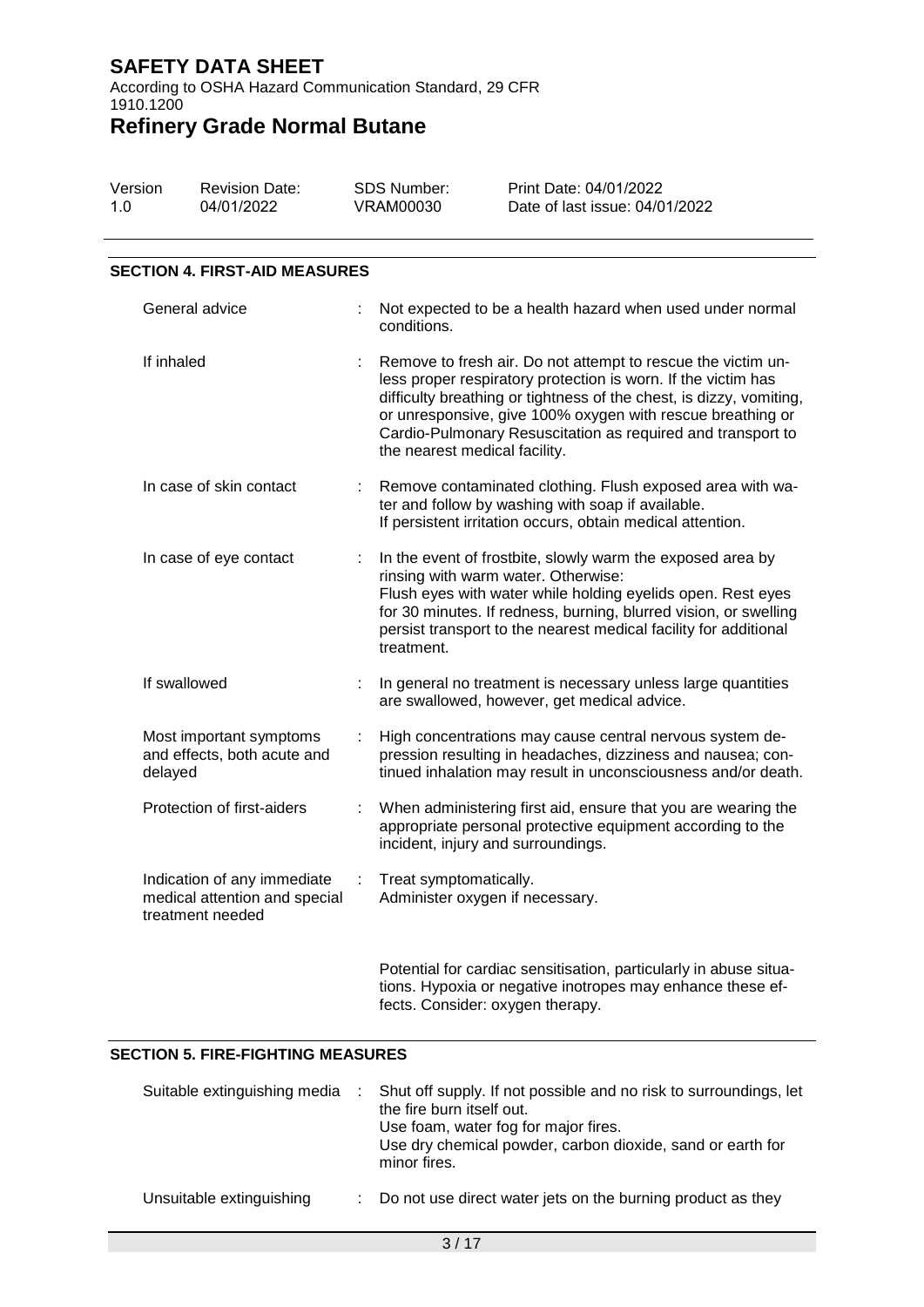## SECTION 4. FIRST-AID MEASURES

| | |
|---|---|
| General advice | Not expected to be a health hazard when used under normal conditions. |
| If inhaled | Remove to fresh air. Do not attempt to rescue the victim unless proper respiratory protection is worn. If the victim has difficulty breathing or tightness of the chest, is dizzy, vomiting, or unresponsive, give 100% oxygen with rescue breathing or Cardio-Pulmonary Resuscitation as required and transport to the nearest medical facility. |
| In case of skin contact | Remove contaminated clothing. Flush exposed area with water and follow by washing with soap if available.<br>If persistent irritation occurs, obtain medical attention. |
| In case of eye contact | In the event of frostbite, slowly warm the exposed area by rinsing with warm water. Otherwise:<br>Flush eyes with water while holding eyelids open. Rest eyes for 30 minutes. If redness, burning, blurred vision, or swelling persist transport to the nearest medical facility for additional treatment. |
| If swallowed | In general no treatment is necessary unless large quantities are swallowed, however, get medical advice. |
| Most important symptoms and effects, both acute and delayed | High concentrations may cause central nervous system depression resulting in headaches, dizziness and nausea; continued inhalation may result in unconsciousness and/or death. |
| Protection of first-aiders | When administering first aid, ensure that you are wearing the appropriate personal protective equipment according to the incident, injury and surroundings. |
| Indication of any immediate medical attention and special treatment needed | Treat symptomatically.<br>Administer oxygen if necessary.<br><br>Potential for cardiac sensitisation, particularly in abuse situations. Hypoxia or negative inotropes may enhance these effects. Consider: oxygen therapy. |

## SECTION 5. FIRE-FIGHTING MEASURES

| | |
|---|---|
| Suitable extinguishing media | Shut off supply. If not possible and no risk to surroundings, let the fire burn itself out.<br>Use foam, water fog for major fires.<br>Use dry chemical powder, carbon dioxide, sand or earth for minor fires. |
| Unsuitable extinguishing | Do not use direct water jets on the burning product as they |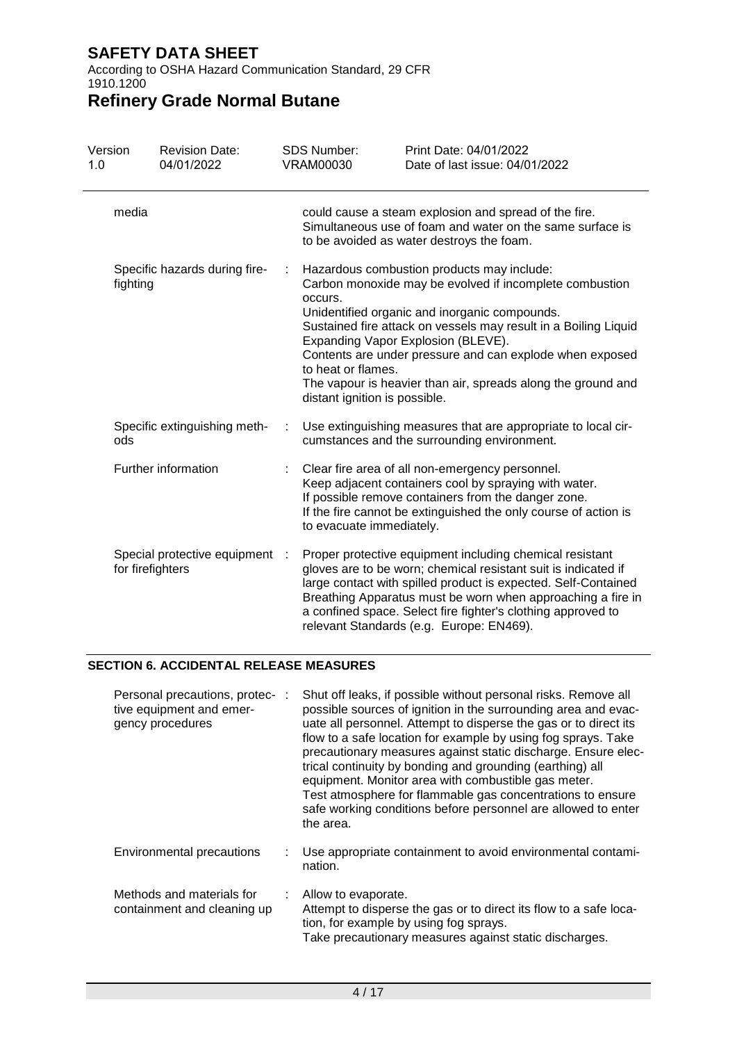| | |
|---|---|
| media | could cause a steam explosion and spread of the fire. Simultaneous use of foam and water on the same surface is to be avoided as water destroys the foam. |
| Specific hazards during fire-fighting | : Hazardous combustion products may include: Carbon monoxide may be evolved if incomplete combustion occurs. Unidentified organic and inorganic compounds. Sustained fire attack on vessels may result in a Boiling Liquid Expanding Vapor Explosion (BLEVE). Contents are under pressure and can explode when exposed to heat or flames. The vapour is heavier than air, spreads along the ground and distant ignition is possible. |
| Specific extinguishing methods | : Use extinguishing measures that are appropriate to local circumstances and the surrounding environment. |
| Further information | : Clear fire area of all non-emergency personnel. Keep adjacent containers cool by spraying with water. If possible remove containers from the danger zone. If the fire cannot be extinguished the only course of action is to evacuate immediately. |
| Special protective equipment for firefighters | : Proper protective equipment including chemical resistant gloves are to be worn; chemical resistant suit is indicated if large contact with spilled product is expected. Self-Contained Breathing Apparatus must be worn when approaching a fire in a confined space. Select fire fighter's clothing approved to relevant Standards (e.g. Europe: EN469). |

## SECTION 6. ACCIDENTAL RELEASE MEASURES

| | |
|---|---|
| Personal precautions, protective equipment and emergency procedures | : Shut off leaks, if possible without personal risks. Remove all possible sources of ignition in the surrounding area and evacuate all personnel. Attempt to disperse the gas or to direct its flow to a safe location for example by using fog sprays. Take precautionary measures against static discharge. Ensure electrical continuity by bonding and grounding (earthing) all equipment. Monitor area with combustible gas meter. Test atmosphere for flammable gas concentrations to ensure safe working conditions before personnel are allowed to enter the area. |
| Environmental precautions | : Use appropriate containment to avoid environmental contamination. |
| Methods and materials for containment and cleaning up | : Allow to evaporate. Attempt to disperse the gas or to direct its flow to a safe location, for example by using fog sprays. Take precautionary measures against static discharges. |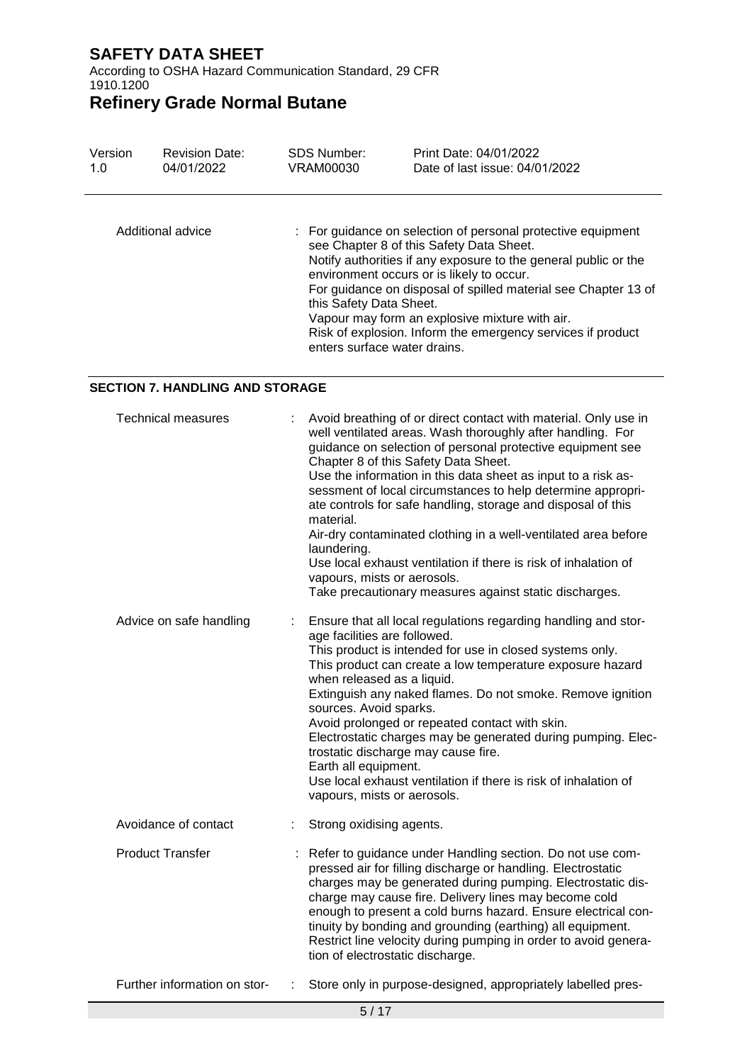| | |
|---|---|
| Additional advice | : For guidance on selection of personal protective equipment see Chapter 8 of this Safety Data Sheet.<br>Notify authorities if any exposure to the general public or the environment occurs or is likely to occur.<br>For guidance on disposal of spilled material see Chapter 13 of this Safety Data Sheet.<br>Vapour may form an explosive mixture with air.<br>Risk of explosion. Inform the emergency services if product enters surface water drains. |

## SECTION 7. HANDLING AND STORAGE

| | |
|---|---|
| Technical measures | : Avoid breathing of or direct contact with material. Only use in well ventilated areas. Wash thoroughly after handling. For guidance on selection of personal protective equipment see Chapter 8 of this Safety Data Sheet.<br>Use the information in this data sheet as input to a risk assessment of local circumstances to help determine appropriate controls for safe handling, storage and disposal of this material.<br>Air-dry contaminated clothing in a well-ventilated area before laundering.<br>Use local exhaust ventilation if there is risk of inhalation of vapours, mists or aerosols.<br>Take precautionary measures against static discharges. |
| Advice on safe handling | : Ensure that all local regulations regarding handling and storage facilities are followed.<br>This product is intended for use in closed systems only.<br>This product can create a low temperature exposure hazard when released as a liquid.<br>Extinguish any naked flames. Do not smoke. Remove ignition sources. Avoid sparks.<br>Avoid prolonged or repeated contact with skin.<br>Electrostatic charges may be generated during pumping. Electrostatic discharge may cause fire.<br>Earth all equipment.<br>Use local exhaust ventilation if there is risk of inhalation of vapours, mists or aerosols. |
| Avoidance of contact | : Strong oxidising agents. |
| Product Transfer | : Refer to guidance under Handling section. Do not use compressed air for filling discharge or handling. Electrostatic charges may be generated during pumping. Electrostatic discharge may cause fire. Delivery lines may become cold enough to present a cold burns hazard. Ensure electrical continuity by bonding and grounding (earthing) all equipment. Restrict line velocity during pumping in order to avoid generation of electrostatic discharge. |
| Further information on stor- | : Store only in purpose-designed, appropriately labelled pres- |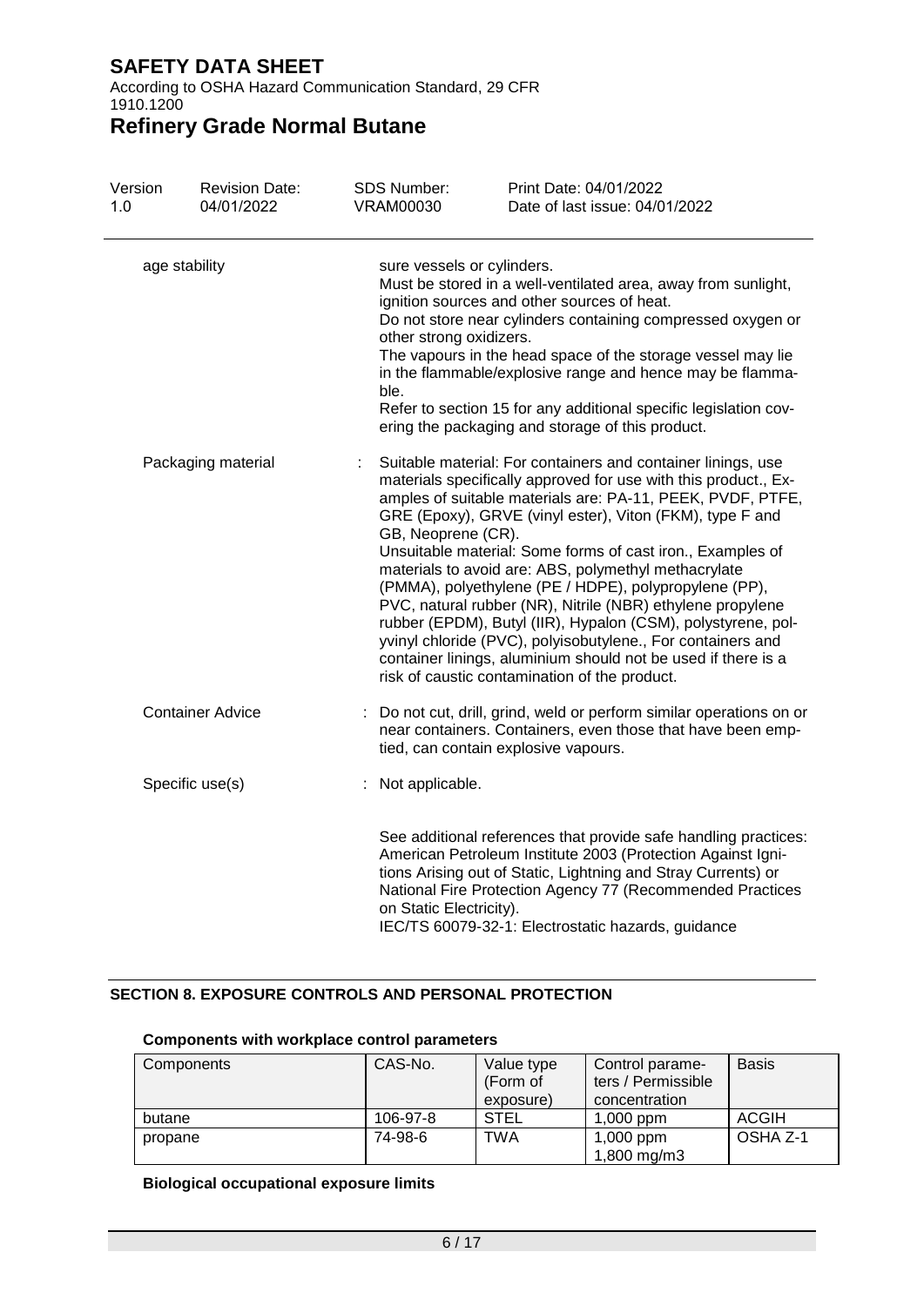| | |
|---|---|
| age stability | sure vessels or cylinders.<br>Must be stored in a well-ventilated area, away from sunlight, ignition sources and other sources of heat.<br>Do not store near cylinders containing compressed oxygen or other strong oxidizers.<br>The vapours in the head space of the storage vessel may lie in the flammable/explosive range and hence may be flammable.<br>Refer to section 15 for any additional specific legislation covering the packaging and storage of this product. |
| Packaging material | : Suitable material: For containers and container linings, use materials specifically approved for use with this product., Examples of suitable materials are: PA-11, PEEK, PVDF, PTFE, GRE (Epoxy), GRVE (vinyl ester), Viton (FKM), type F and GB, Neoprene (CR).<br>Unsuitable material: Some forms of cast iron., Examples of materials to avoid are: ABS, polymethyl methacrylate (PMMA), polyethylene (PE / HDPE), polypropylene (PP), PVC, natural rubber (NR), Nitrile (NBR) ethylene propylene rubber (EPDM), Butyl (IIR), Hypalon (CSM), polystyrene, polyvinyl chloride (PVC), polyisobutylene., For containers and container linings, aluminium should not be used if there is a risk of caustic contamination of the product. |
| Container Advice | : Do not cut, drill, grind, weld or perform similar operations on or near containers. Containers, even those that have been emptied, can contain explosive vapours. |
| Specific use(s) | : Not applicable. |

See additional references that provide safe handling practices: American Petroleum Institute 2003 (Protection Against Ignitions Arising out of Static, Lightning and Stray Currents) or National Fire Protection Agency 77 (Recommended Practices on Static Electricity).
IEC/TS 60079-32-1: Electrostatic hazards, guidance

## SECTION 8. EXPOSURE CONTROLS AND PERSONAL PROTECTION

**Components with workplace control parameters**

| Components | CAS-No. | Value type (Form of exposure) | Control parameters / Permissible concentration | Basis |
|---|---|---|---|---|
| butane | 106-97-8 | STEL | 1,000 ppm | ACGIH |
| propane | 74-98-6 | TWA | 1,000 ppm<br>1,800 mg/m3 | OSHA Z-1 |

**Biological occupational exposure limits**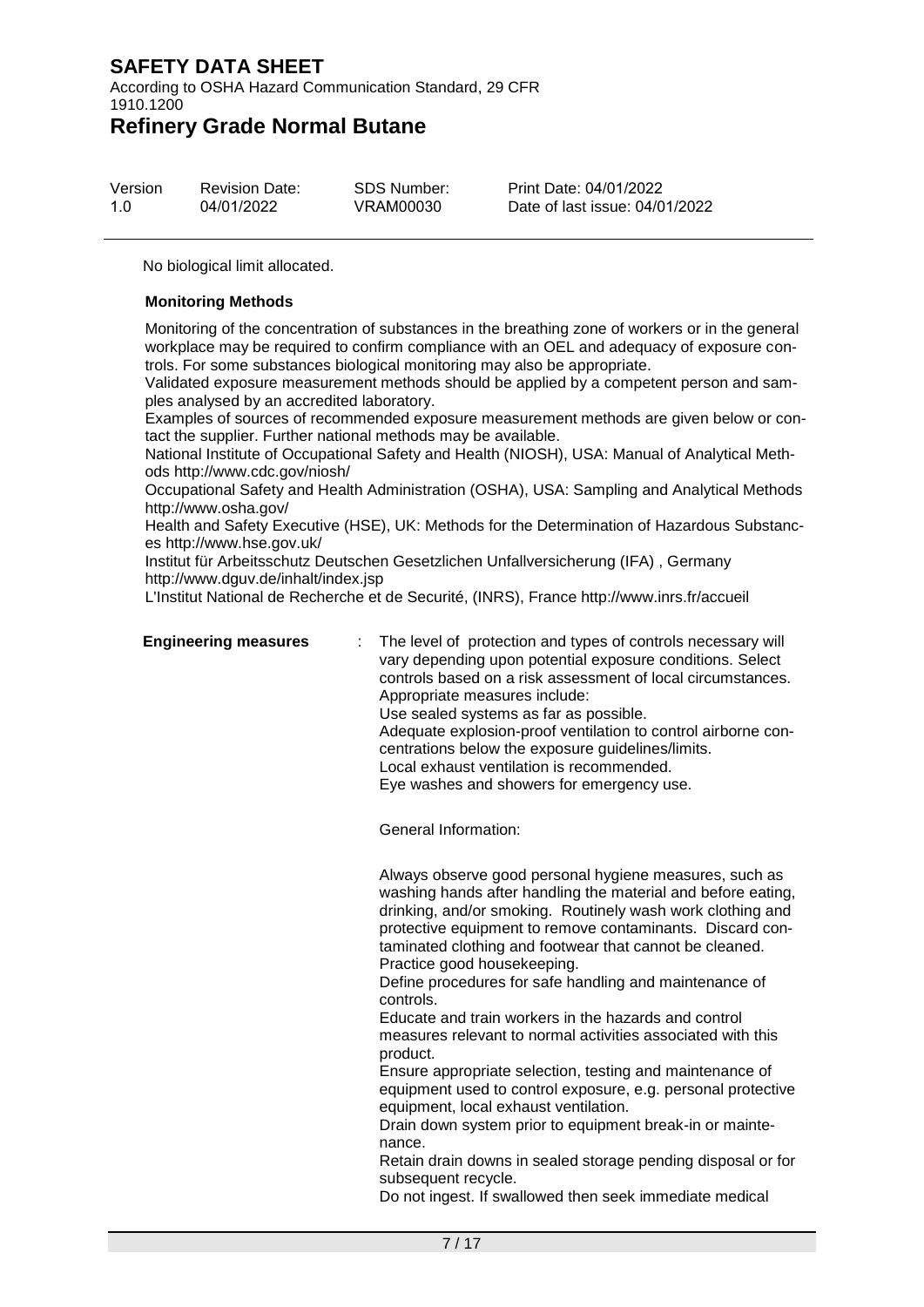No biological limit allocated.

**Monitoring Methods**

Monitoring of the concentration of substances in the breathing zone of workers or in the general workplace may be required to confirm compliance with an OEL and adequacy of exposure controls. For some substances biological monitoring may also be appropriate.
Validated exposure measurement methods should be applied by a competent person and samples analysed by an accredited laboratory.
Examples of sources of recommended exposure measurement methods are given below or contact the supplier. Further national methods may be available.
National Institute of Occupational Safety and Health (NIOSH), USA: Manual of Analytical Methods http://www.cdc.gov/niosh/
Occupational Safety and Health Administration (OSHA), USA: Sampling and Analytical Methods http://www.osha.gov/
Health and Safety Executive (HSE), UK: Methods for the Determination of Hazardous Substances http://www.hse.gov.uk/
Institut für Arbeitsschutz Deutschen Gesetzlichen Unfallversicherung (IFA) , Germany http://www.dguv.de/inhalt/index.jsp
L'Institut National de Recherche et de Securité, (INRS), France http://www.inrs.fr/accueil

**Engineering measures** : The level of protection and types of controls necessary will vary depending upon potential exposure conditions. Select controls based on a risk assessment of local circumstances.
Appropriate measures include:
Use sealed systems as far as possible.
Adequate explosion-proof ventilation to control airborne concentrations below the exposure guidelines/limits.
Local exhaust ventilation is recommended.
Eye washes and showers for emergency use.

General Information:

Always observe good personal hygiene measures, such as washing hands after handling the material and before eating, drinking, and/or smoking. Routinely wash work clothing and protective equipment to remove contaminants. Discard contaminated clothing and footwear that cannot be cleaned.
Practice good housekeeping.
Define procedures for safe handling and maintenance of controls.
Educate and train workers in the hazards and control measures relevant to normal activities associated with this product.
Ensure appropriate selection, testing and maintenance of equipment used to control exposure, e.g. personal protective equipment, local exhaust ventilation.
Drain down system prior to equipment break-in or maintenance.
Retain drain downs in sealed storage pending disposal or for subsequent recycle.
Do not ingest. If swallowed then seek immediate medical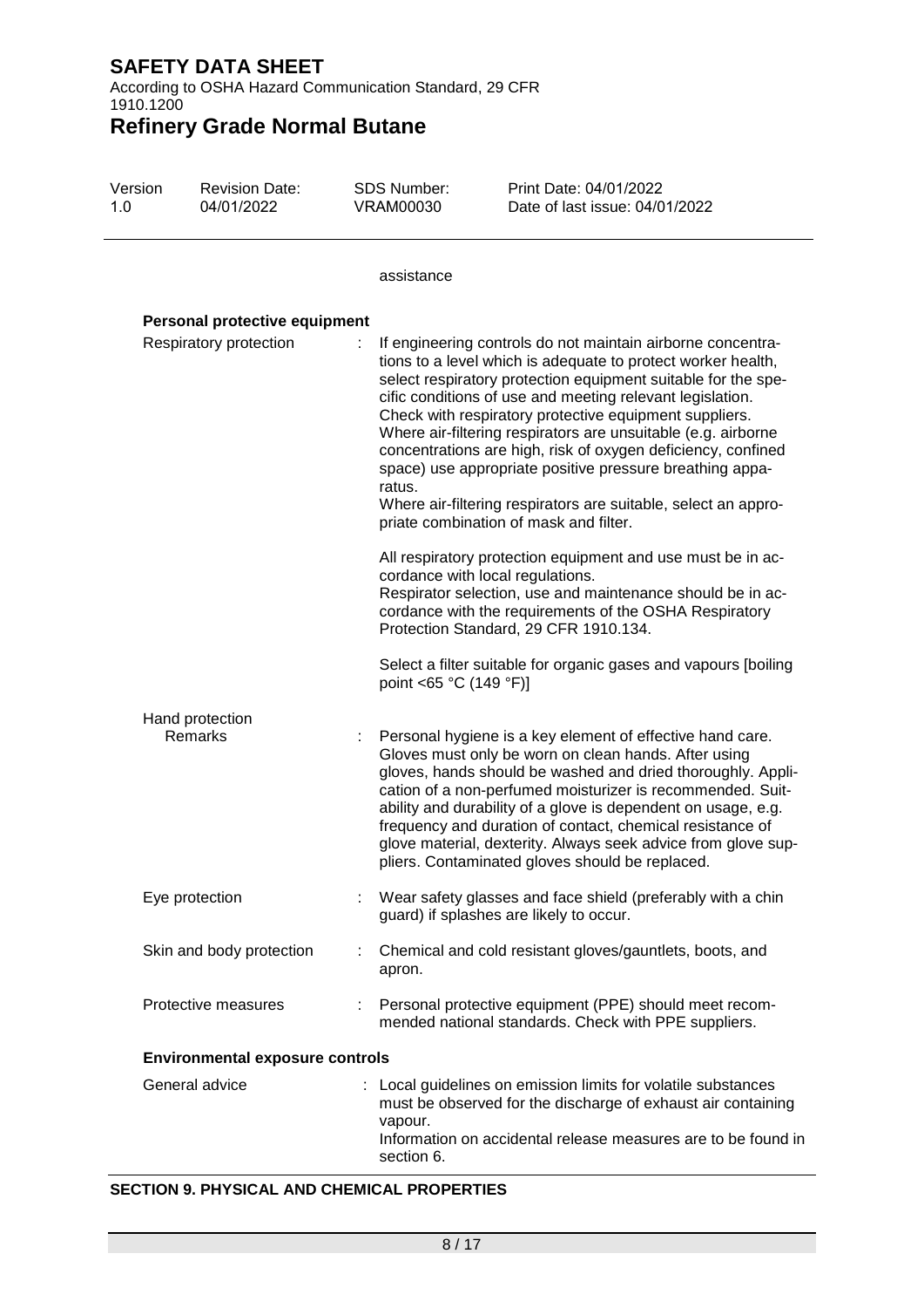assistance

**Personal protective equipment**

| | | |
|---|---|---|
| Respiratory protection | : | If engineering controls do not maintain airborne concentrations to a level which is adequate to protect worker health, select respiratory protection equipment suitable for the specific conditions of use and meeting relevant legislation. Check with respiratory protective equipment suppliers. Where air-filtering respirators are unsuitable (e.g. airborne concentrations are high, risk of oxygen deficiency, confined space) use appropriate positive pressure breathing apparatus. Where air-filtering respirators are suitable, select an appropriate combination of mask and filter. <br><br> All respiratory protection equipment and use must be in accordance with local regulations. Respirator selection, use and maintenance should be in accordance with the requirements of the OSHA Respiratory Protection Standard, 29 CFR 1910.134. <br><br> Select a filter suitable for organic gases and vapours [boiling point <65 °C (149 °F)] |
| Hand protection | | |
| Remarks | : | Personal hygiene is a key element of effective hand care. Gloves must only be worn on clean hands. After using gloves, hands should be washed and dried thoroughly. Application of a non-perfumed moisturizer is recommended. Suitability and durability of a glove is dependent on usage, e.g. frequency and duration of contact, chemical resistance of glove material, dexterity. Always seek advice from glove suppliers. Contaminated gloves should be replaced. |
| Eye protection | : | Wear safety glasses and face shield (preferably with a chin guard) if splashes are likely to occur. |
| Skin and body protection | : | Chemical and cold resistant gloves/gauntlets, boots, and apron. |
| Protective measures | : | Personal protective equipment (PPE) should meet recommended national standards. Check with PPE suppliers. |

**Environmental exposure controls**

| | | |
|---|---|---|
| General advice | : | Local guidelines on emission limits for volatile substances must be observed for the discharge of exhaust air containing vapour. Information on accidental release measures are to be found in section 6. |

## SECTION 9. PHYSICAL AND CHEMICAL PROPERTIES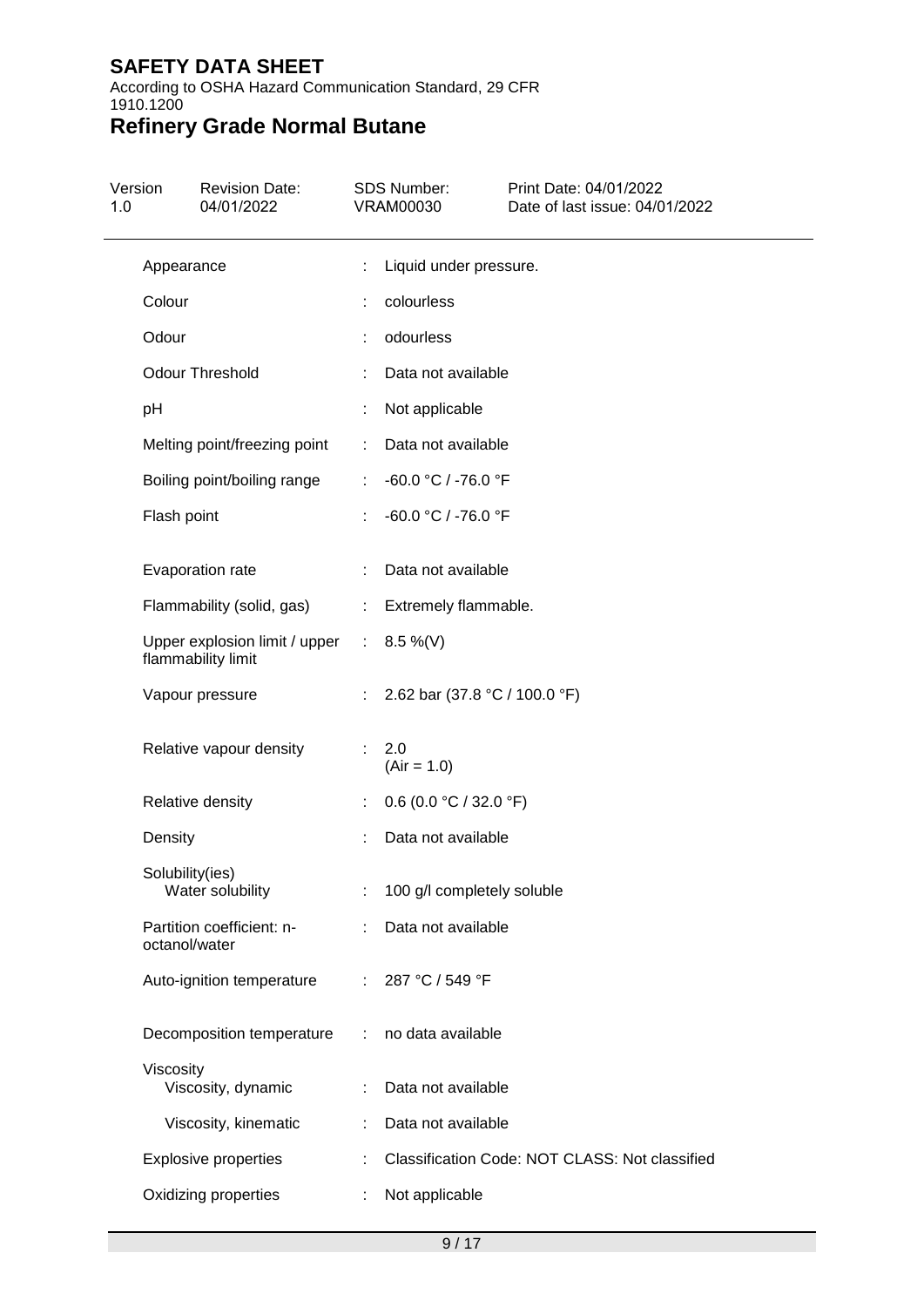| Property | | Value |
|---|---|---|
| Appearance | : | Liquid under pressure. |
| Colour | : | colourless |
| Odour | : | odourless |
| Odour Threshold | : | Data not available |
| pH | : | Not applicable |
| Melting point/freezing point | : | Data not available |
| Boiling point/boiling range | : | -60.0 °C / -76.0 °F |
| Flash point | : | -60.0 °C / -76.0 °F |
| Evaporation rate | : | Data not available |
| Flammability (solid, gas) | : | Extremely flammable. |
| Upper explosion limit / upper flammability limit | : | 8.5 %(V) |
| Vapour pressure | : | 2.62 bar (37.8 °C / 100.0 °F) |
| Relative vapour density | : | 2.0 (Air = 1.0) |
| Relative density | : | 0.6 (0.0 °C / 32.0 °F) |
| Density | : | Data not available |
| Solubility(ies) Water solubility | : | 100 g/l completely soluble |
| Partition coefficient: n-octanol/water | : | Data not available |
| Auto-ignition temperature | : | 287 °C / 549 °F |
| Decomposition temperature | : | no data available |
| Viscosity Viscosity, dynamic | : | Data not available |
| Viscosity, kinematic | : | Data not available |
| Explosive properties | : | Classification Code: NOT CLASS: Not classified |
| Oxidizing properties | : | Not applicable |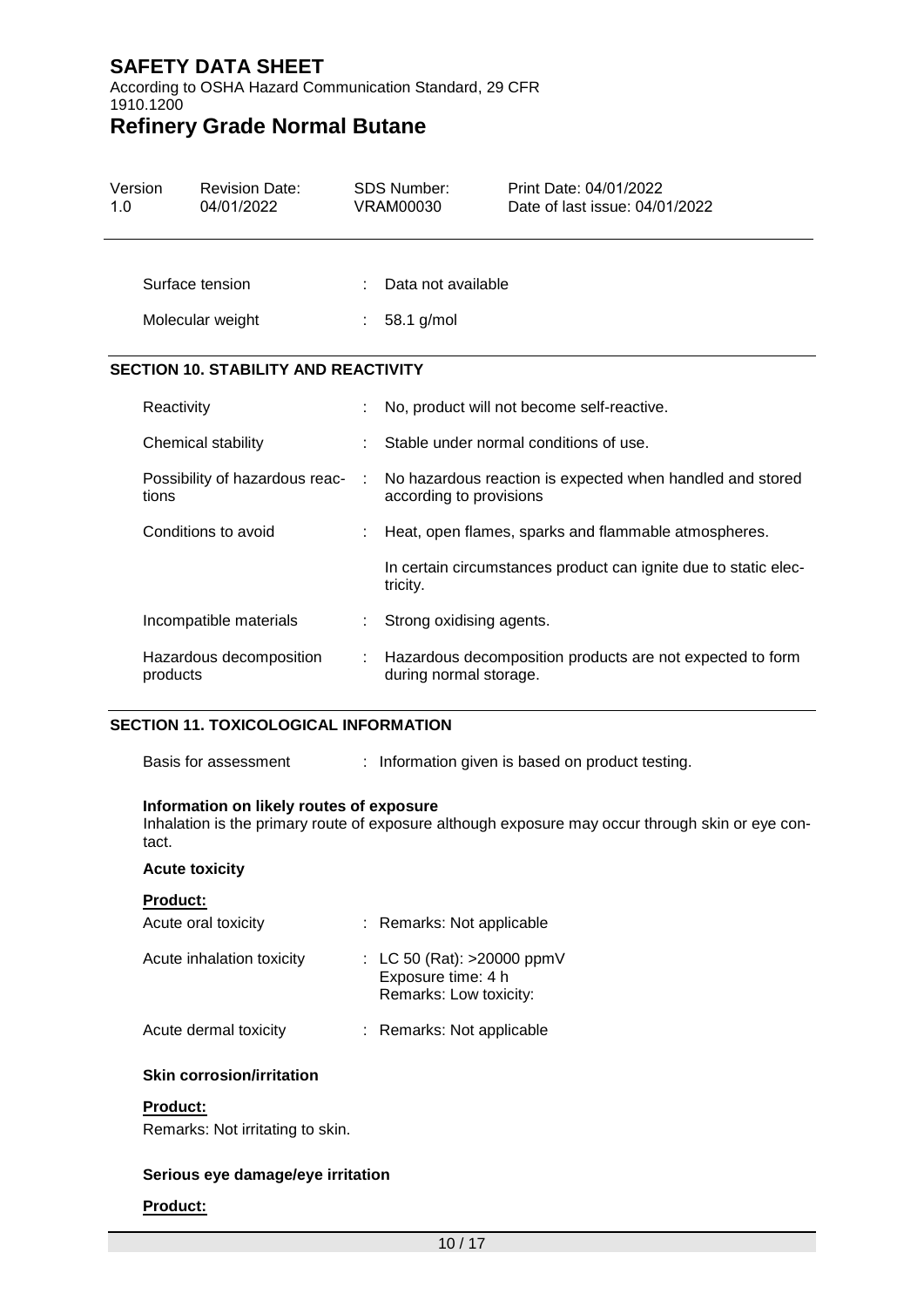| | |
|---|---|
| Surface tension | : Data not available |
| Molecular weight | : 58.1 g/mol |

## SECTION 10. STABILITY AND REACTIVITY

| | |
|---|---|
| Reactivity | : No, product will not become self-reactive. |
| Chemical stability | : Stable under normal conditions of use. |
| Possibility of hazardous reactions | : No hazardous reaction is expected when handled and stored according to provisions |
| Conditions to avoid | : Heat, open flames, sparks and flammable atmospheres.<br><br>In certain circumstances product can ignite due to static electricity. |
| Incompatible materials | : Strong oxidising agents. |
| Hazardous decomposition products | : Hazardous decomposition products are not expected to form during normal storage. |

## SECTION 11. TOXICOLOGICAL INFORMATION

Basis for assessment : Information given is based on product testing.

**Information on likely routes of exposure**

Inhalation is the primary route of exposure although exposure may occur through skin or eye contact.

**Acute toxicity**

**Product:**

| | |
|---|---|
| Acute oral toxicity | : Remarks: Not applicable |
| Acute inhalation toxicity | : LC 50 (Rat): >20000 ppmV<br>Exposure time: 4 h<br>Remarks: Low toxicity: |
| Acute dermal toxicity | : Remarks: Not applicable |

**Skin corrosion/irritation**

**Product:**

Remarks: Not irritating to skin.

**Serious eye damage/eye irritation**

**Product:**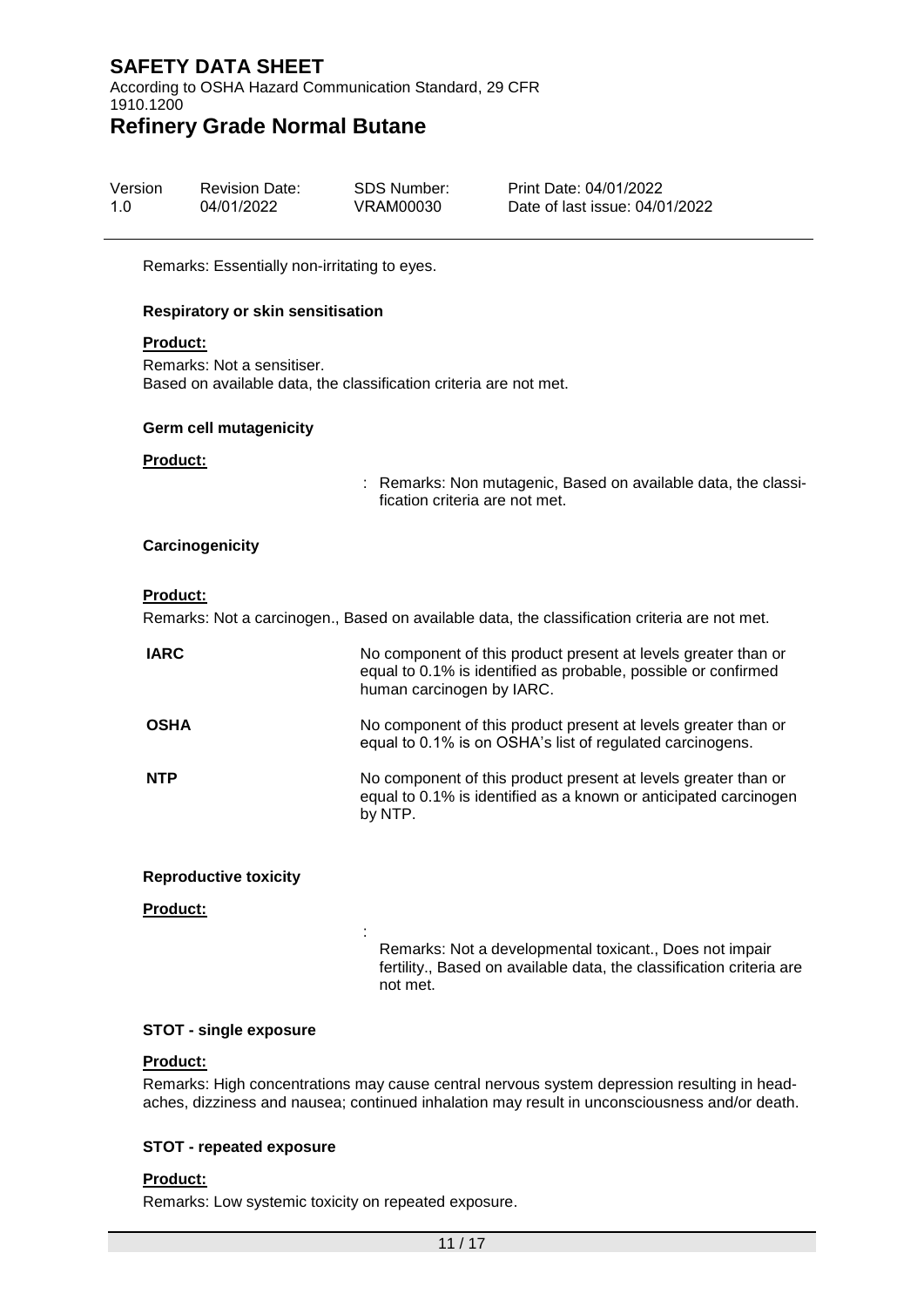Remarks: Essentially non-irritating to eyes.

**Respiratory or skin sensitisation**

**Product:**

Remarks: Not a sensitiser.
Based on available data, the classification criteria are not met.

**Germ cell mutagenicity**

**Product:**

: Remarks: Non mutagenic, Based on available data, the classification criteria are not met.

**Carcinogenicity**

**Product:**

Remarks: Not a carcinogen., Based on available data, the classification criteria are not met.

| | |
|---|---|
| **IARC** | No component of this product present at levels greater than or equal to 0.1% is identified as probable, possible or confirmed human carcinogen by IARC. |
| **OSHA** | No component of this product present at levels greater than or equal to 0.1% is on OSHA's list of regulated carcinogens. |
| **NTP** | No component of this product present at levels greater than or equal to 0.1% is identified as a known or anticipated carcinogen by NTP. |

**Reproductive toxicity**

**Product:**

: Remarks: Not a developmental toxicant., Does not impair fertility., Based on available data, the classification criteria are not met.

**STOT - single exposure**

**Product:**

Remarks: High concentrations may cause central nervous system depression resulting in headaches, dizziness and nausea; continued inhalation may result in unconsciousness and/or death.

**STOT - repeated exposure**

**Product:**

Remarks: Low systemic toxicity on repeated exposure.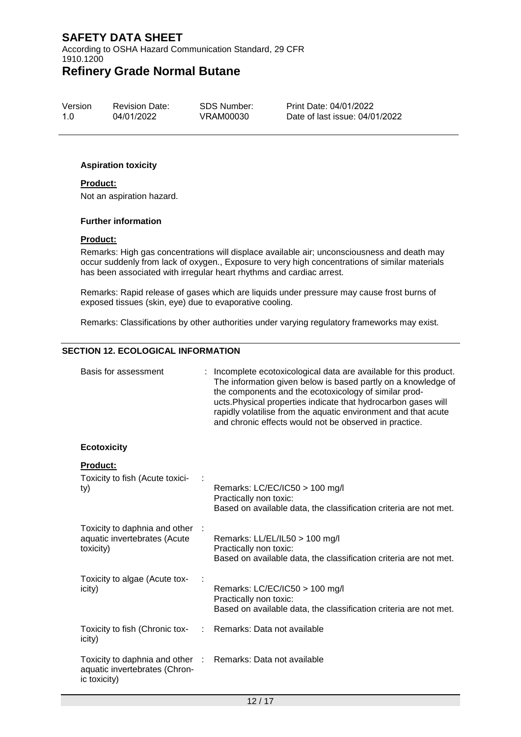**Aspiration toxicity**

**Product:**

Not an aspiration hazard.

**Further information**

**Product:**

Remarks: High gas concentrations will displace available air; unconsciousness and death may occur suddenly from lack of oxygen., Exposure to very high concentrations of similar materials has been associated with irregular heart rhythms and cardiac arrest.

Remarks: Rapid release of gases which are liquids under pressure may cause frost burns of exposed tissues (skin, eye) due to evaporative cooling.

Remarks: Classifications by other authorities under varying regulatory frameworks may exist.

## SECTION 12. ECOLOGICAL INFORMATION

Basis for assessment : Incomplete ecotoxicological data are available for this product. The information given below is based partly on a knowledge of the components and the ecotoxicology of similar products.Physical properties indicate that hydrocarbon gases will rapidly volatilise from the aquatic environment and that acute and chronic effects would not be observed in practice.

**Ecotoxicity**

**Product:**

| | |
|---|---|
| Toxicity to fish (Acute toxicity) | : Remarks: LC/EC/IC50 > 100 mg/l<br>Practically non toxic:<br>Based on available data, the classification criteria are not met. |
| Toxicity to daphnia and other aquatic invertebrates (Acute toxicity) | : Remarks: LL/EL/IL50 > 100 mg/l<br>Practically non toxic:<br>Based on available data, the classification criteria are not met. |
| Toxicity to algae (Acute toxicity) | : Remarks: LC/EC/IC50 > 100 mg/l<br>Practically non toxic:<br>Based on available data, the classification criteria are not met. |
| Toxicity to fish (Chronic toxicity) | : Remarks: Data not available |
| Toxicity to daphnia and other aquatic invertebrates (Chronic toxicity) | : Remarks: Data not available |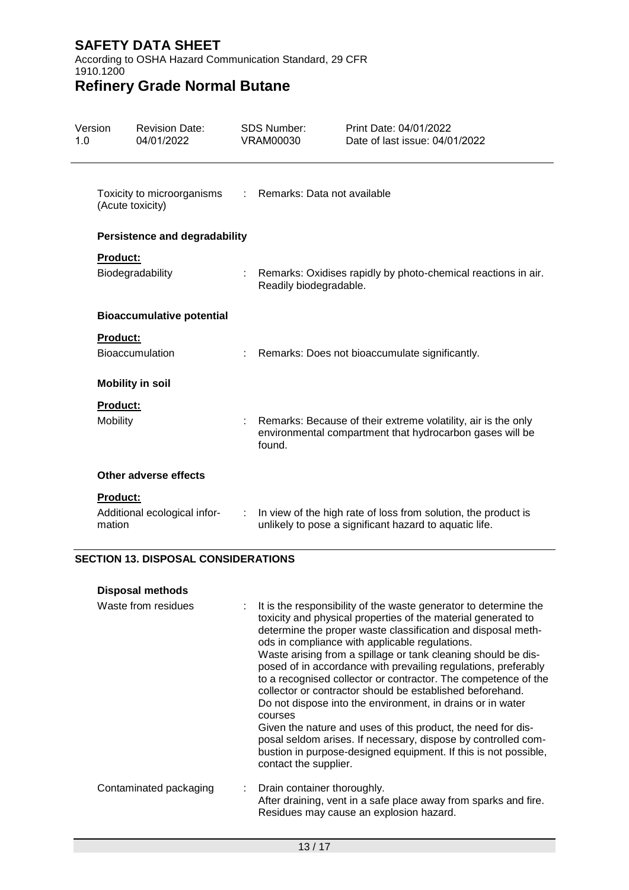Toxicity to microorganisms (Acute toxicity) : Remarks: Data not available

**Persistence and degradability**

**Product:**

Biodegradability : Remarks: Oxidises rapidly by photo-chemical reactions in air. Readily biodegradable.

**Bioaccumulative potential**

**Product:**

Bioaccumulation : Remarks: Does not bioaccumulate significantly.

**Mobility in soil**

**Product:**

Mobility : Remarks: Because of their extreme volatility, air is the only environmental compartment that hydrocarbon gases will be found.

**Other adverse effects**

**Product:**

Additional ecological information : In view of the high rate of loss from solution, the product is unlikely to pose a significant hazard to aquatic life.

## SECTION 13. DISPOSAL CONSIDERATIONS

**Disposal methods**

Waste from residues : It is the responsibility of the waste generator to determine the toxicity and physical properties of the material generated to determine the proper waste classification and disposal methods in compliance with applicable regulations.
Waste arising from a spillage or tank cleaning should be disposed of in accordance with prevailing regulations, preferably to a recognised collector or contractor. The competence of the collector or contractor should be established beforehand.
Do not dispose into the environment, in drains or in water courses
Given the nature and uses of this product, the need for disposal seldom arises. If necessary, dispose by controlled combustion in purpose-designed equipment. If this is not possible, contact the supplier.

Contaminated packaging : Drain container thoroughly.
After draining, vent in a safe place away from sparks and fire.
Residues may cause an explosion hazard.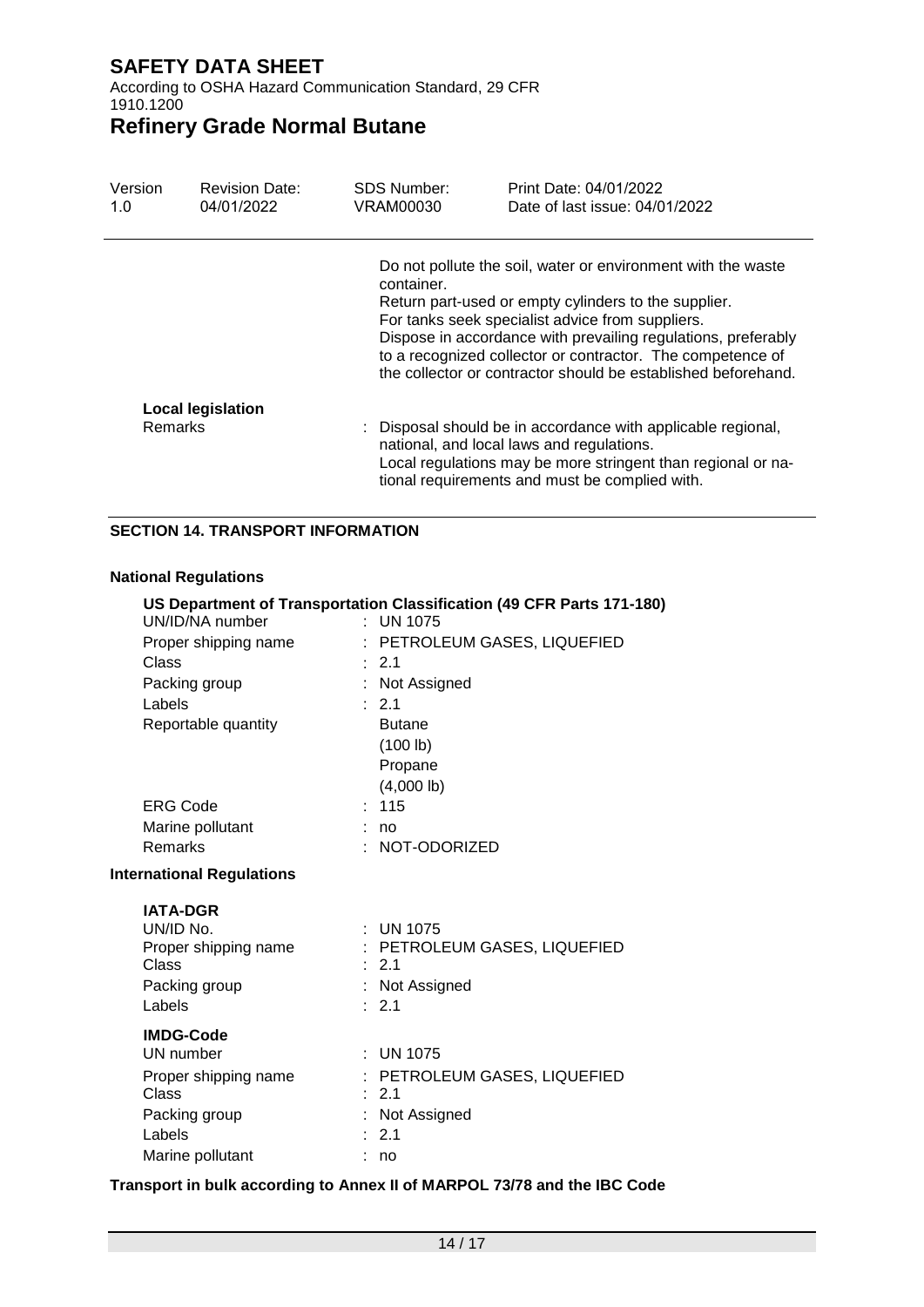Do not pollute the soil, water or environment with the waste container.
Return part-used or empty cylinders to the supplier.
For tanks seek specialist advice from suppliers.
Dispose in accordance with prevailing regulations, preferably to a recognized collector or contractor. The competence of the collector or contractor should be established beforehand.

**Local legislation**

Remarks : Disposal should be in accordance with applicable regional, national, and local laws and regulations.
Local regulations may be more stringent than regional or national requirements and must be complied with.

## SECTION 14. TRANSPORT INFORMATION

### National Regulations

**US Department of Transportation Classification (49 CFR Parts 171-180)**

| | |
|---|---|
| UN/ID/NA number | : UN 1075 |
| Proper shipping name | : PETROLEUM GASES, LIQUEFIED |
| Class | : 2.1 |
| Packing group | : Not Assigned |
| Labels | : 2.1 |
| Reportable quantity | Butane (100 lb) Propane (4,000 lb) |
| ERG Code | : 115 |
| Marine pollutant | : no |
| Remarks | : NOT-ODORIZED |

### International Regulations

**IATA-DGR**

| | |
|---|---|
| UN/ID No. | : UN 1075 |
| Proper shipping name | : PETROLEUM GASES, LIQUEFIED |
| Class | : 2.1 |
| Packing group | : Not Assigned |
| Labels | : 2.1 |

**IMDG-Code**

| | |
|---|---|
| UN number | : UN 1075 |
| Proper shipping name | : PETROLEUM GASES, LIQUEFIED |
| Class | : 2.1 |
| Packing group | : Not Assigned |
| Labels | : 2.1 |
| Marine pollutant | : no |

**Transport in bulk according to Annex II of MARPOL 73/78 and the IBC Code**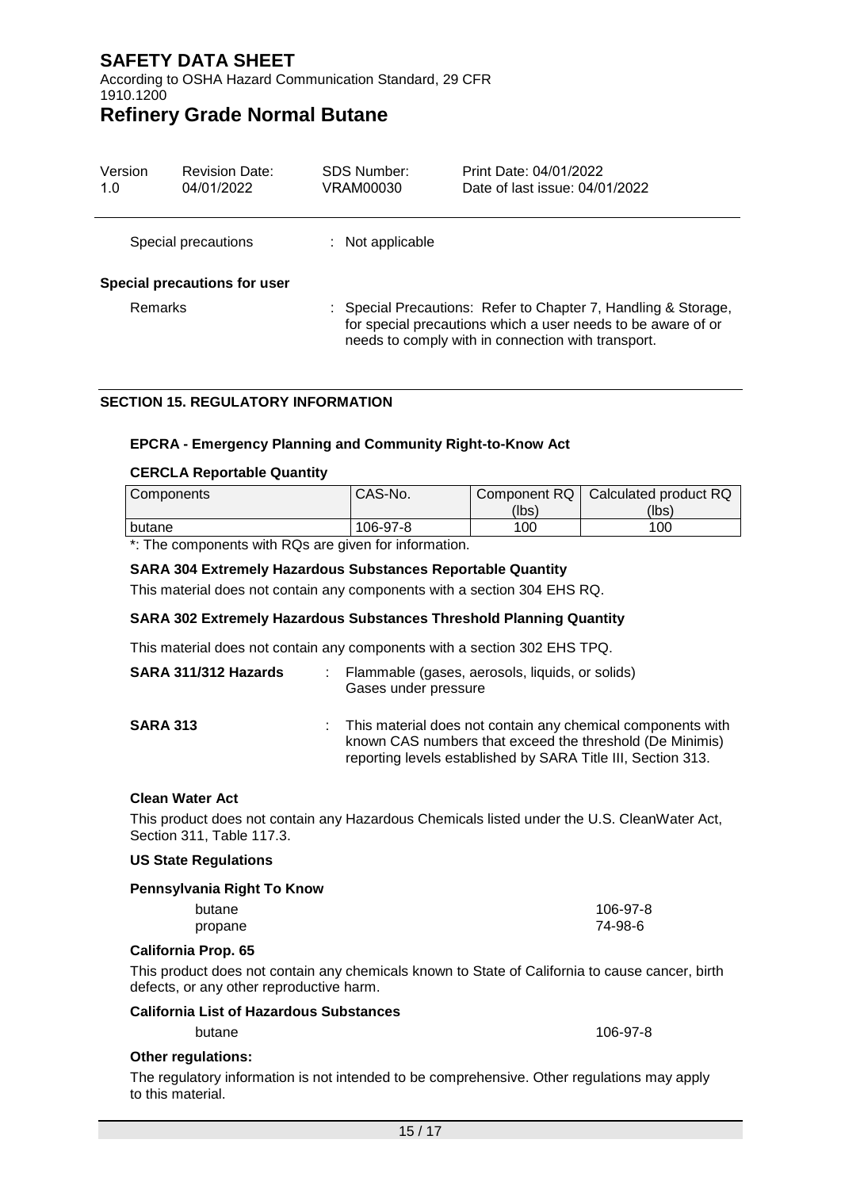Special precautions : Not applicable

**Special precautions for user**

Remarks : Special Precautions: Refer to Chapter 7, Handling & Storage, for special precautions which a user needs to be aware of or needs to comply with in connection with transport.

## SECTION 15. REGULATORY INFORMATION

### EPCRA - Emergency Planning and Community Right-to-Know Act

**CERCLA Reportable Quantity**

| Components | CAS-No. | Component RQ (lbs) | Calculated product RQ (lbs) |
|---|---|---|---|
| butane | 106-97-8 | 100 | 100 |

*: The components with RQs are given for information.

**SARA 304 Extremely Hazardous Substances Reportable Quantity**

This material does not contain any components with a section 304 EHS RQ.

**SARA 302 Extremely Hazardous Substances Threshold Planning Quantity**

This material does not contain any components with a section 302 EHS TPQ.

**SARA 311/312 Hazards** : Flammable (gases, aerosols, liquids, or solids)
Gases under pressure

**SARA 313** : This material does not contain any chemical components with known CAS numbers that exceed the threshold (De Minimis) reporting levels established by SARA Title III, Section 313.

**Clean Water Act**

This product does not contain any Hazardous Chemicals listed under the U.S. CleanWater Act, Section 311, Table 117.3.

**US State Regulations**

**Pennsylvania Right To Know**

| | |
|---|---|
| butane | 106-97-8 |
| propane | 74-98-6 |

**California Prop. 65**

This product does not contain any chemicals known to State of California to cause cancer, birth defects, or any other reproductive harm.

**California List of Hazardous Substances**

| | |
|---|---|
| butane | 106-97-8 |

**Other regulations:**

The regulatory information is not intended to be comprehensive. Other regulations may apply to this material.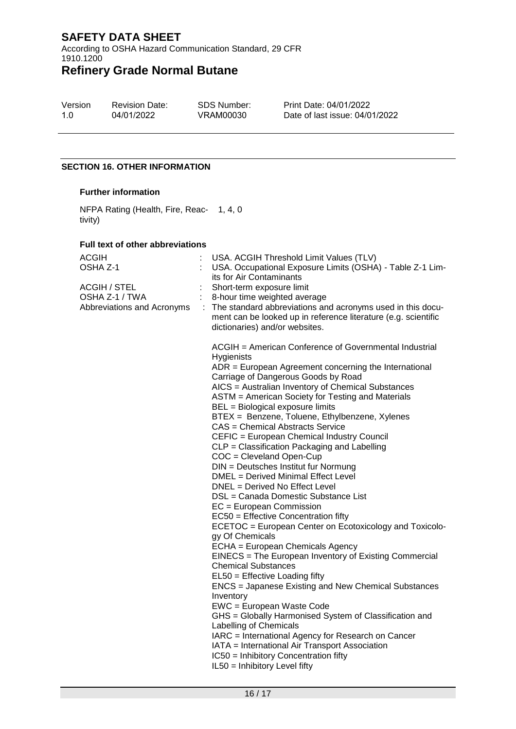## SECTION 16. OTHER INFORMATION

### Further information

| | |
|---|---|
| NFPA Rating (Health, Fire, Reactivity) | 1, 4, 0 |

### Full text of other abbreviations

| | | |
|---|---|---|
| ACGIH | : | USA. ACGIH Threshold Limit Values (TLV) |
| OSHA Z-1 | : | USA. Occupational Exposure Limits (OSHA) - Table Z-1 Limits for Air Contaminants |
| ACGIH / STEL | : | Short-term exposure limit |
| OSHA Z-1 / TWA | : | 8-hour time weighted average |
| Abbreviations and Acronyms | : | The standard abbreviations and acronyms used in this document can be looked up in reference literature (e.g. scientific dictionaries) and/or websites. |

ACGIH = American Conference of Governmental Industrial Hygienists
ADR = European Agreement concerning the International Carriage of Dangerous Goods by Road
AICS = Australian Inventory of Chemical Substances
ASTM = American Society for Testing and Materials
BEL = Biological exposure limits
BTEX = Benzene, Toluene, Ethylbenzene, Xylenes
CAS = Chemical Abstracts Service
CEFIC = European Chemical Industry Council
CLP = Classification Packaging and Labelling
COC = Cleveland Open-Cup
DIN = Deutsches Institut fur Normung
DMEL = Derived Minimal Effect Level
DNEL = Derived No Effect Level
DSL = Canada Domestic Substance List
EC = European Commission
EC50 = Effective Concentration fifty
ECETOC = European Center on Ecotoxicology and Toxicology Of Chemicals
ECHA = European Chemicals Agency
EINECS = The European Inventory of Existing Commercial Chemical Substances
EL50 = Effective Loading fifty
ENCS = Japanese Existing and New Chemical Substances Inventory
EWC = European Waste Code
GHS = Globally Harmonised System of Classification and Labelling of Chemicals
IARC = International Agency for Research on Cancer
IATA = International Air Transport Association
IC50 = Inhibitory Concentration fifty
IL50 = Inhibitory Level fifty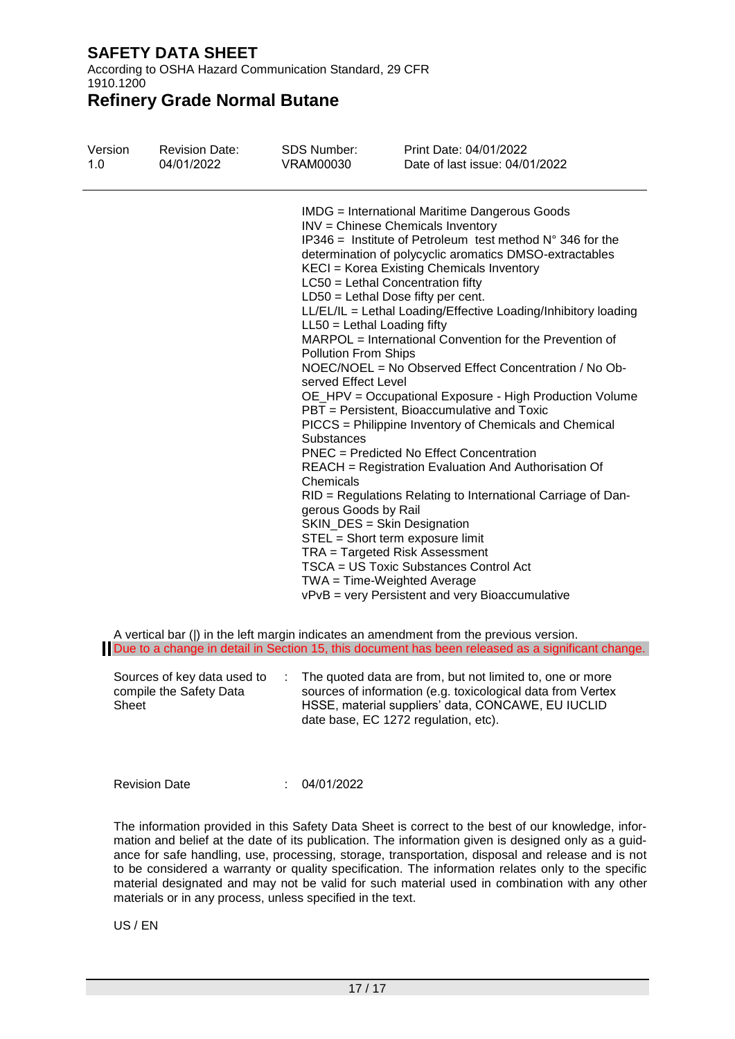IMDG = International Maritime Dangerous Goods
INV = Chinese Chemicals Inventory
IP346 = Institute of Petroleum test method N° 346 for the determination of polycyclic aromatics DMSO-extractables
KECI = Korea Existing Chemicals Inventory
LC50 = Lethal Concentration fifty
LD50 = Lethal Dose fifty per cent.
LL/EL/IL = Lethal Loading/Effective Loading/Inhibitory loading
LL50 = Lethal Loading fifty
MARPOL = International Convention for the Prevention of Pollution From Ships
NOEC/NOEL = No Observed Effect Concentration / No Observed Effect Level
OE_HPV = Occupational Exposure - High Production Volume
PBT = Persistent, Bioaccumulative and Toxic
PICCS = Philippine Inventory of Chemicals and Chemical Substances
PNEC = Predicted No Effect Concentration
REACH = Registration Evaluation And Authorisation Of Chemicals
RID = Regulations Relating to International Carriage of Dangerous Goods by Rail
SKIN_DES = Skin Designation
STEL = Short term exposure limit
TRA = Targeted Risk Assessment
TSCA = US Toxic Substances Control Act
TWA = Time-Weighted Average
vPvB = very Persistent and very Bioaccumulative

A vertical bar (|) in the left margin indicates an amendment from the previous version.
Due to a change in detail in Section 15, this document has been released as a significant change.

Sources of key data used to compile the Safety Data Sheet : The quoted data are from, but not limited to, one or more sources of information (e.g. toxicological data from Vertex HSSE, material suppliers' data, CONCAWE, EU IUCLID date base, EC 1272 regulation, etc).

Revision Date : 04/01/2022

The information provided in this Safety Data Sheet is correct to the best of our knowledge, information and belief at the date of its publication. The information given is designed only as a guidance for safe handling, use, processing, storage, transportation, disposal and release and is not to be considered a warranty or quality specification. The information relates only to the specific material designated and may not be valid for such material used in combination with any other materials or in any process, unless specified in the text.

US / EN